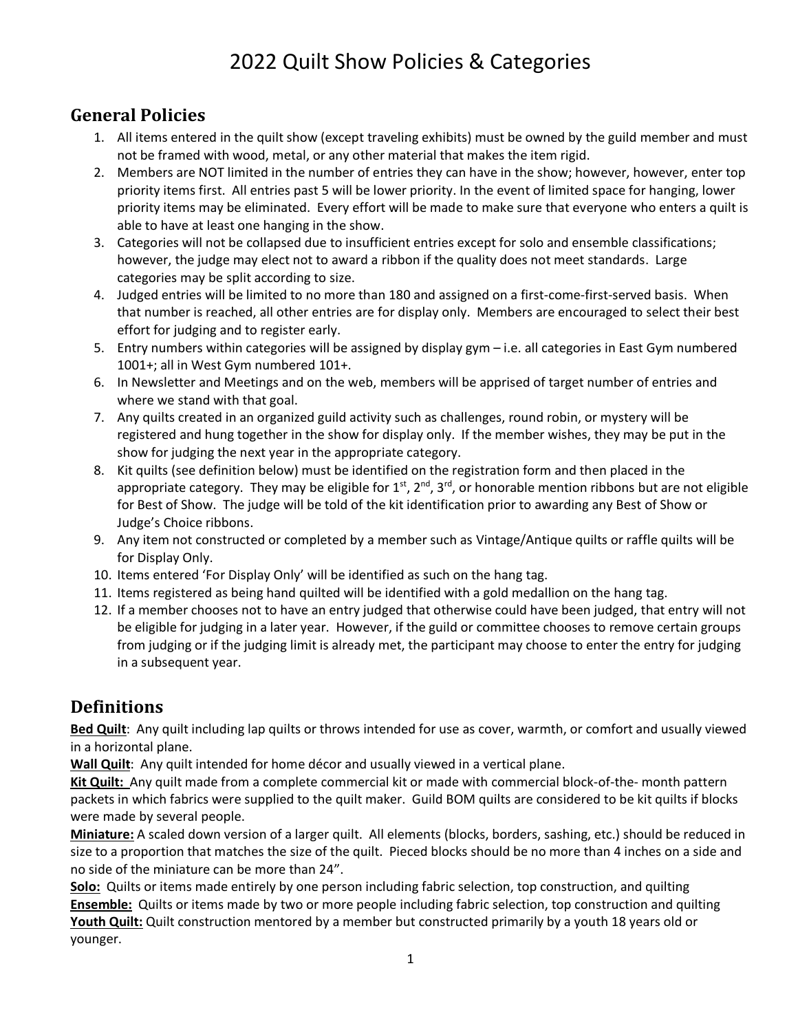# 2022 Quilt Show Policies & Categories

## General Policies

1. All items entered in the quilt show (except traveling exhibits) must be owned by the guild member and must not be framed with wood, metal, or any other material that makes the item rigid.
2. Members are NOT limited in the number of entries they can have in the show; however, however, enter top priority items first. All entries past 5 will be lower priority. In the event of limited space for hanging, lower priority items may be eliminated. Every effort will be made to make sure that everyone who enters a quilt is able to have at least one hanging in the show.
3. Categories will not be collapsed due to insufficient entries except for solo and ensemble classifications; however, the judge may elect not to award a ribbon if the quality does not meet standards. Large categories may be split according to size.
4. Judged entries will be limited to no more than 180 and assigned on a first-come-first-served basis. When that number is reached, all other entries are for display only. Members are encouraged to select their best effort for judging and to register early.
5. Entry numbers within categories will be assigned by display gym – i.e. all categories in East Gym numbered 1001+; all in West Gym numbered 101+.
6. In Newsletter and Meetings and on the web, members will be apprised of target number of entries and where we stand with that goal.
7. Any quilts created in an organized guild activity such as challenges, round robin, or mystery will be registered and hung together in the show for display only. If the member wishes, they may be put in the show for judging the next year in the appropriate category.
8. Kit quilts (see definition below) must be identified on the registration form and then placed in the appropriate category. They may be eligible for 1st, 2nd, 3rd, or honorable mention ribbons but are not eligible for Best of Show. The judge will be told of the kit identification prior to awarding any Best of Show or Judge's Choice ribbons.
9. Any item not constructed or completed by a member such as Vintage/Antique quilts or raffle quilts will be for Display Only.
10. Items entered 'For Display Only' will be identified as such on the hang tag.
11. Items registered as being hand quilted will be identified with a gold medallion on the hang tag.
12. If a member chooses not to have an entry judged that otherwise could have been judged, that entry will not be eligible for judging in a later year. However, if the guild or committee chooses to remove certain groups from judging or if the judging limit is already met, the participant may choose to enter the entry for judging in a subsequent year.

## Definitions

**Bed Quilt**: Any quilt including lap quilts or throws intended for use as cover, warmth, or comfort and usually viewed in a horizontal plane.

**Wall Quilt**: Any quilt intended for home décor and usually viewed in a vertical plane.

**Kit Quilt:** Any quilt made from a complete commercial kit or made with commercial block-of-the- month pattern packets in which fabrics were supplied to the quilt maker. Guild BOM quilts are considered to be kit quilts if blocks were made by several people.

**Miniature:** A scaled down version of a larger quilt. All elements (blocks, borders, sashing, etc.) should be reduced in size to a proportion that matches the size of the quilt. Pieced blocks should be no more than 4 inches on a side and no side of the miniature can be more than 24".

**Solo:** Quilts or items made entirely by one person including fabric selection, top construction, and quilting

**Ensemble:** Quilts or items made by two or more people including fabric selection, top construction and quilting

**Youth Quilt:** Quilt construction mentored by a member but constructed primarily by a youth 18 years old or younger.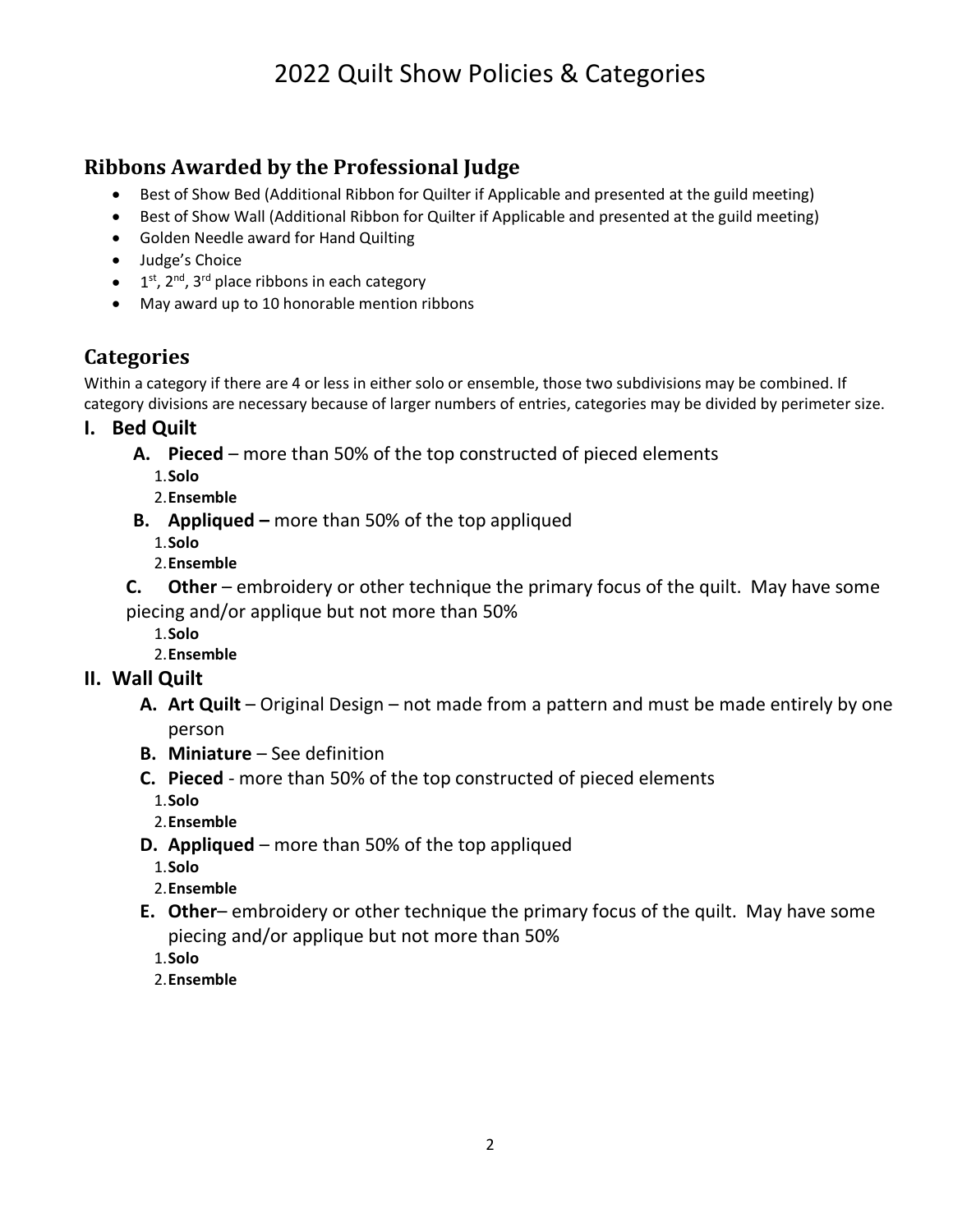# 2022 Quilt Show Policies & Categories

## Ribbons Awarded by the Professional Judge

- Best of Show Bed (Additional Ribbon for Quilter if Applicable and presented at the guild meeting)
- Best of Show Wall (Additional Ribbon for Quilter if Applicable and presented at the guild meeting)
- Golden Needle award for Hand Quilting
- Judge's Choice
- 1st, 2nd, 3rd place ribbons in each category
- May award up to 10 honorable mention ribbons

## Categories

Within a category if there are 4 or less in either solo or ensemble, those two subdivisions may be combined. If category divisions are necessary because of larger numbers of entries, categories may be divided by perimeter size.

### I. Bed Quilt

**A. Pieced** – more than 50% of the top constructed of pieced elements

1. **Solo**
2. **Ensemble**

**B. Appliqued –** more than 50% of the top appliqued

1. **Solo**
2. **Ensemble**

**C. Other** – embroidery or other technique the primary focus of the quilt. May have some piecing and/or applique but not more than 50%

1. **Solo**
2. **Ensemble**

### II. Wall Quilt

**A. Art Quilt** – Original Design – not made from a pattern and must be made entirely by one person

**B. Miniature** – See definition

**C. Pieced** - more than 50% of the top constructed of pieced elements

1. **Solo**
2. **Ensemble**

**D. Appliqued** – more than 50% of the top appliqued

1. **Solo**
2. **Ensemble**

**E. Other**– embroidery or other technique the primary focus of the quilt. May have some piecing and/or applique but not more than 50%

1. **Solo**
2. **Ensemble**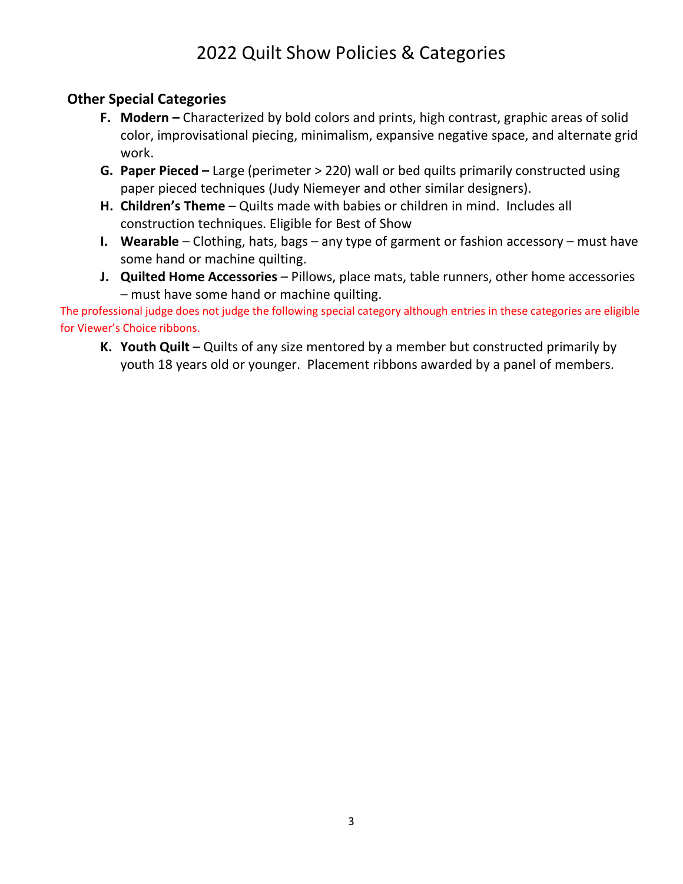# 2022 Quilt Show Policies & Categories

### Other Special Categories

- **F. Modern –** Characterized by bold colors and prints, high contrast, graphic areas of solid color, improvisational piecing, minimalism, expansive negative space, and alternate grid work.
- **G. Paper Pieced –** Large (perimeter > 220) wall or bed quilts primarily constructed using paper pieced techniques (Judy Niemeyer and other similar designers).
- **H. Children's Theme** – Quilts made with babies or children in mind. Includes all construction techniques. Eligible for Best of Show
- **I. Wearable** – Clothing, hats, bags – any type of garment or fashion accessory – must have some hand or machine quilting.
- **J. Quilted Home Accessories** – Pillows, place mats, table runners, other home accessories – must have some hand or machine quilting.

The professional judge does not judge the following special category although entries in these categories are eligible for Viewer's Choice ribbons.

- **K. Youth Quilt** – Quilts of any size mentored by a member but constructed primarily by youth 18 years old or younger. Placement ribbons awarded by a panel of members.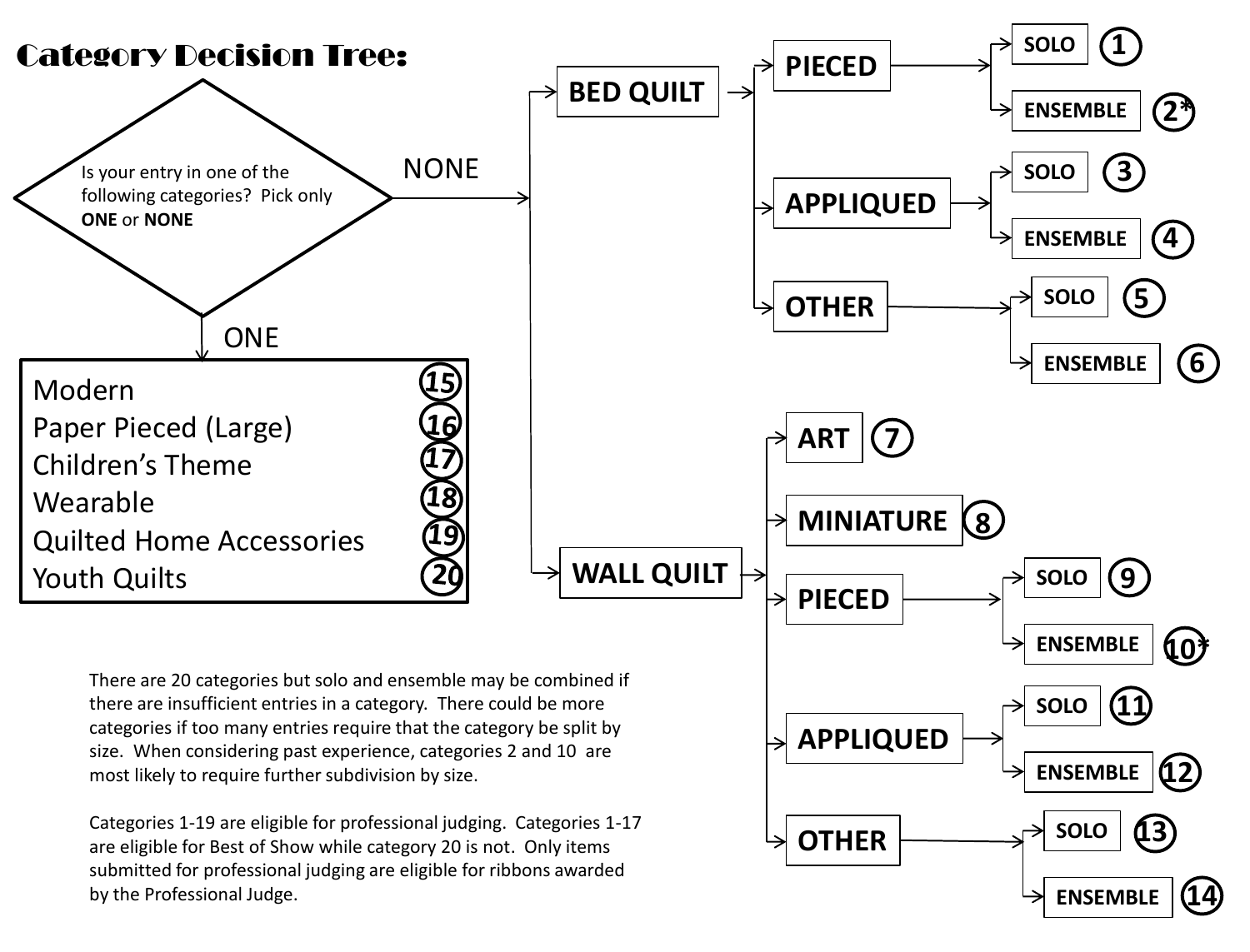# Category Decision Tree:

Is your entry in one of the following categories? Pick only **ONE** or **NONE**

ONE

- Modern (15)
- Paper Pieced (Large) (16)
- Children's Theme (17)
- Wearable (18)
- Quilted Home Accessories (19)
- Youth Quilts (20)

NONE

- **BED QUILT**
  - **PIECED**
    - **SOLO** (1)
    - **ENSEMBLE** (2*)
  - **APPLIQUED**
    - **SOLO** (3)
    - **ENSEMBLE** (4)
  - **OTHER**
    - **SOLO** (5)
    - **ENSEMBLE** (6)
- **WALL QUILT**
  - **ART** (7)
  - **MINIATURE** (8)
  - **PIECED**
    - **SOLO** (9)
    - **ENSEMBLE** (10*)
  - **APPLIQUED**
    - **SOLO** (11)
    - **ENSEMBLE** (12)
  - **OTHER**
    - **SOLO** (13)
    - **ENSEMBLE** (14)

There are 20 categories but solo and ensemble may be combined if there are insufficient entries in a category. There could be more categories if too many entries require that the category be split by size. When considering past experience, categories 2 and 10 are most likely to require further subdivision by size.

Categories 1-19 are eligible for professional judging. Categories 1-17 are eligible for Best of Show while category 20 is not. Only items submitted for professional judging are eligible for ribbons awarded by the Professional Judge.